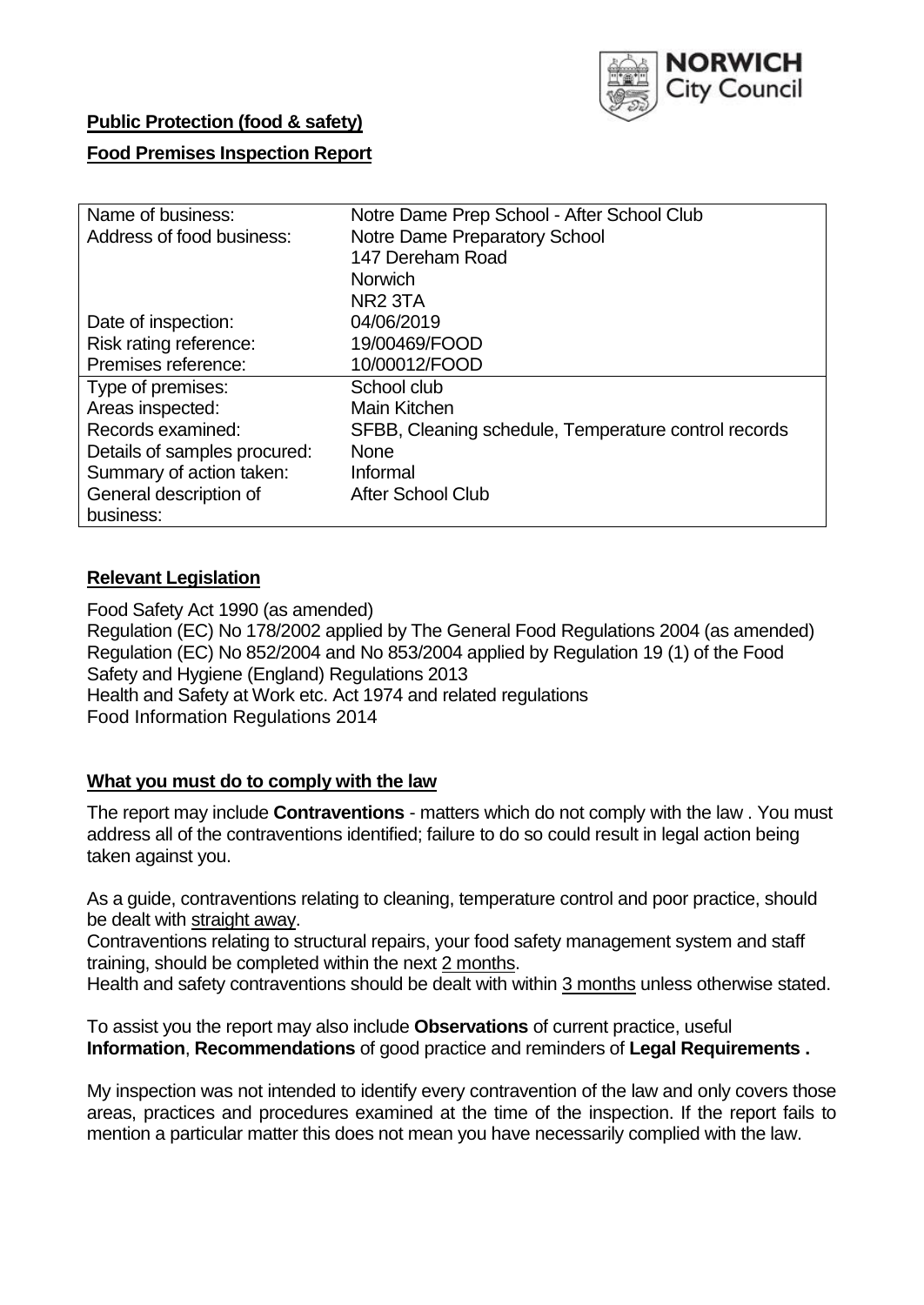NORWICH City Council

**Public Protection (food & safety)**

**Food Premises Inspection Report**

| | |
|---|---|
| Name of business: | Notre Dame Prep School - After School Club |
| Address of food business: | Notre Dame Preparatory School<br>147 Dereham Road<br>Norwich<br>NR2 3TA |
| Date of inspection: | 04/06/2019 |
| Risk rating reference: | 19/00469/FOOD |
| Premises reference: | 10/00012/FOOD |
| Type of premises: | School club |
| Areas inspected: | Main Kitchen |
| Records examined: | SFBB, Cleaning schedule, Temperature control records |
| Details of samples procured: | None |
| Summary of action taken: | Informal |
| General description of business: | After School Club |

## Relevant Legislation

Food Safety Act 1990 (as amended)
Regulation (EC) No 178/2002 applied by The General Food Regulations 2004 (as amended)
Regulation (EC) No 852/2004 and No 853/2004 applied by Regulation 19 (1) of the Food Safety and Hygiene (England) Regulations 2013
Health and Safety at Work etc. Act 1974 and related regulations
Food Information Regulations 2014

## What you must do to comply with the law

The report may include **Contraventions** - matters which do not comply with the law . You must address all of the contraventions identified; failure to do so could result in legal action being taken against you.

As a guide, contraventions relating to cleaning, temperature control and poor practice, should be dealt with straight away.
Contraventions relating to structural repairs, your food safety management system and staff training, should be completed within the next 2 months.
Health and safety contraventions should be dealt with within 3 months unless otherwise stated.

To assist you the report may also include **Observations** of current practice, useful **Information**, **Recommendations** of good practice and reminders of **Legal Requirements .**

My inspection was not intended to identify every contravention of the law and only covers those areas, practices and procedures examined at the time of the inspection. If the report fails to mention a particular matter this does not mean you have necessarily complied with the law.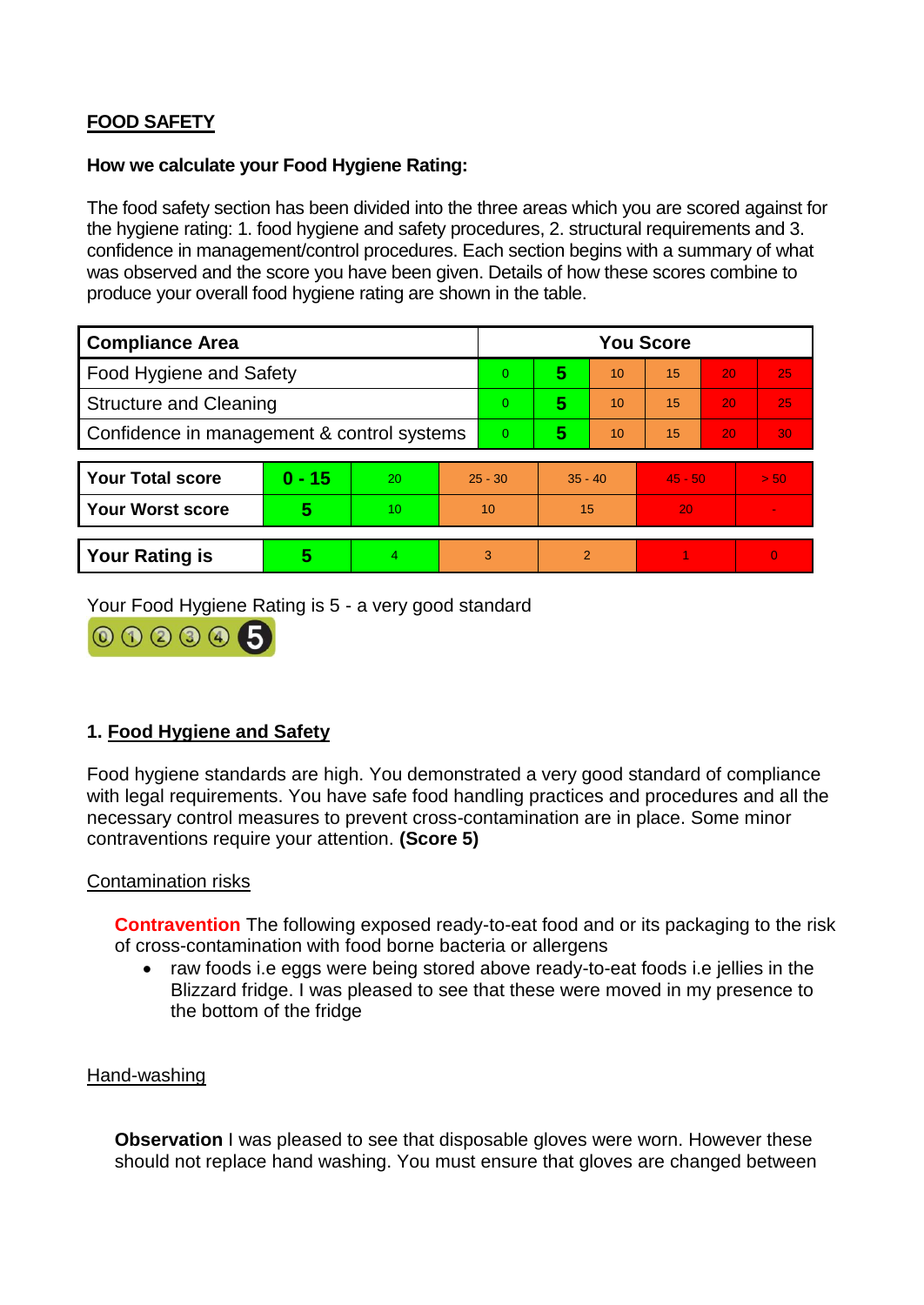## FOOD SAFETY

**How we calculate your Food Hygiene Rating:**

The food safety section has been divided into the three areas which you are scored against for the hygiene rating: 1. food hygiene and safety procedures, 2. structural requirements and 3. confidence in management/control procedures. Each section begins with a summary of what was observed and the score you have been given. Details of how these scores combine to produce your overall food hygiene rating are shown in the table.

| Compliance Area | You Score | | | | | |
|---|---|---|---|---|---|---|
| Food Hygiene and Safety | 0 | **5** | 10 | 15 | 20 | 25 |
| Structure and Cleaning | 0 | **5** | 10 | 15 | 20 | 25 |
| Confidence in management & control systems | 0 | **5** | 10 | 15 | 20 | 30 |

| | | | | | | |
|---|---|---|---|---|---|---|
| **Your Total score** | **0 - 15** | 20 | 25 - 30 | 35 - 40 | 45 - 50 | > 50 |
| **Your Worst score** | **5** | 10 | 10 | 15 | 20 | - |

| | | | | | | |
|---|---|---|---|---|---|---|
| **Your Rating is** | **5** | 4 | 3 | 2 | 1 | 0 |

Your Food Hygiene Rating is 5 - a very good standard

### 1. Food Hygiene and Safety

Food hygiene standards are high. You demonstrated a very good standard of compliance with legal requirements. You have safe food handling practices and procedures and all the necessary control measures to prevent cross-contamination are in place. Some minor contraventions require your attention. **(Score 5)**

Contamination risks

**Contravention** The following exposed ready-to-eat food and or its packaging to the risk of cross-contamination with food borne bacteria or allergens

- raw foods i.e eggs were being stored above ready-to-eat foods i.e jellies in the Blizzard fridge. I was pleased to see that these were moved in my presence to the bottom of the fridge

Hand-washing

**Observation** I was pleased to see that disposable gloves were worn. However these should not replace hand washing. You must ensure that gloves are changed between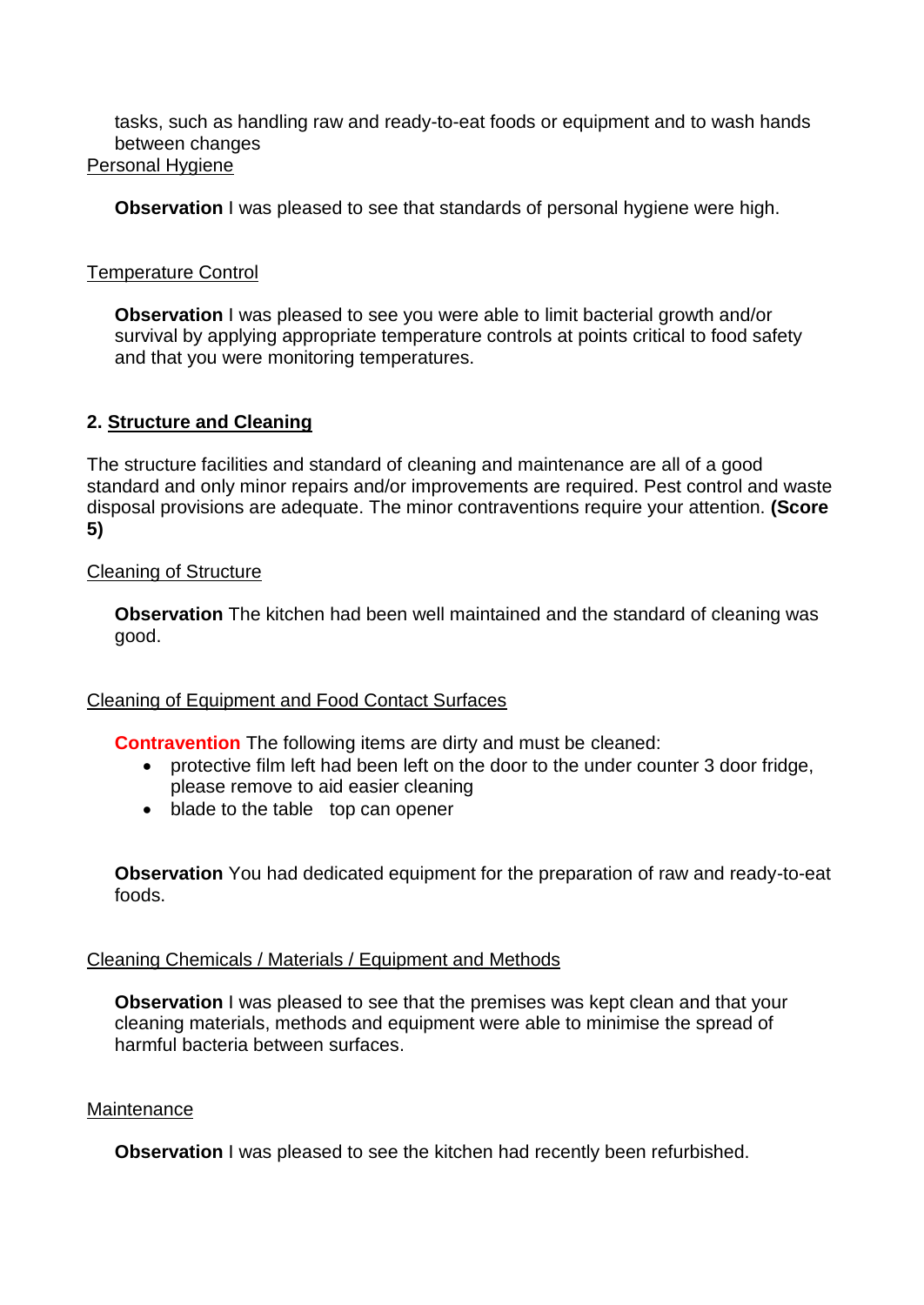tasks, such as handling raw and ready-to-eat foods or equipment and to wash hands between changes

Personal Hygiene

**Observation** I was pleased to see that standards of personal hygiene were high.

Temperature Control

**Observation** I was pleased to see you were able to limit bacterial growth and/or survival by applying appropriate temperature controls at points critical to food safety and that you were monitoring temperatures.

## 2. Structure and Cleaning

The structure facilities and standard of cleaning and maintenance are all of a good standard and only minor repairs and/or improvements are required. Pest control and waste disposal provisions are adequate. The minor contraventions require your attention. **(Score 5)**

Cleaning of Structure

**Observation** The kitchen had been well maintained and the standard of cleaning was good.

Cleaning of Equipment and Food Contact Surfaces

**Contravention** The following items are dirty and must be cleaned:

- protective film left had been left on the door to the under counter 3 door fridge, please remove to aid easier cleaning
- blade to the table top can opener

**Observation** You had dedicated equipment for the preparation of raw and ready-to-eat foods.

Cleaning Chemicals / Materials / Equipment and Methods

**Observation** I was pleased to see that the premises was kept clean and that your cleaning materials, methods and equipment were able to minimise the spread of harmful bacteria between surfaces.

Maintenance

**Observation** I was pleased to see the kitchen had recently been refurbished.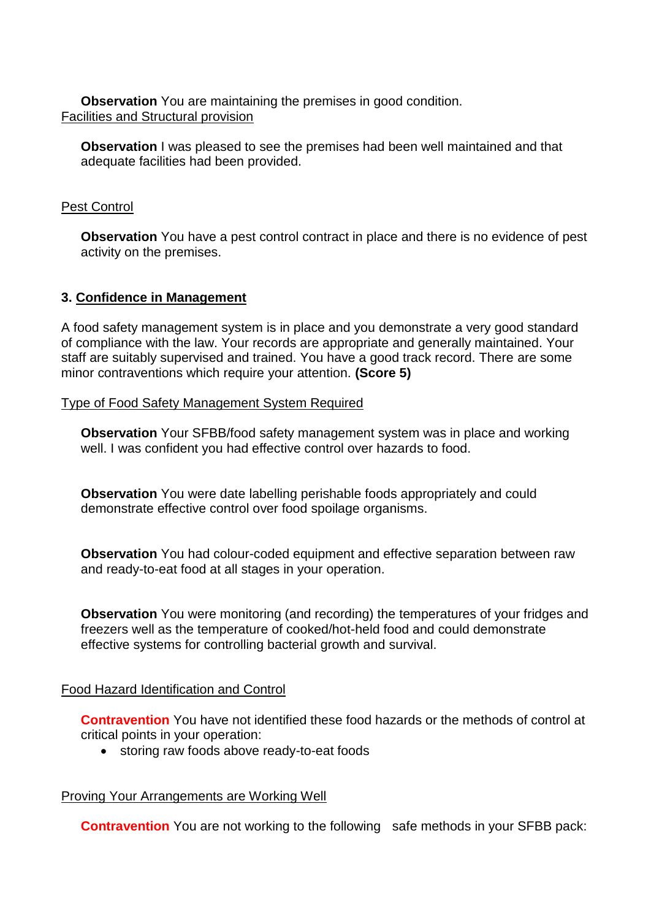**Observation** You are maintaining the premises in good condition.

Facilities and Structural provision

**Observation** I was pleased to see the premises had been well maintained and that adequate facilities had been provided.

Pest Control

**Observation** You have a pest control contract in place and there is no evidence of pest activity on the premises.

### 3. Confidence in Management

A food safety management system is in place and you demonstrate a very good standard of compliance with the law. Your records are appropriate and generally maintained. Your staff are suitably supervised and trained. You have a good track record. There are some minor contraventions which require your attention. **(Score 5)**

Type of Food Safety Management System Required

**Observation** Your SFBB/food safety management system was in place and working well. I was confident you had effective control over hazards to food.

**Observation** You were date labelling perishable foods appropriately and could demonstrate effective control over food spoilage organisms.

**Observation** You had colour-coded equipment and effective separation between raw and ready-to-eat food at all stages in your operation.

**Observation** You were monitoring (and recording) the temperatures of your fridges and freezers well as the temperature of cooked/hot-held food and could demonstrate effective systems for controlling bacterial growth and survival.

Food Hazard Identification and Control

**Contravention** You have not identified these food hazards or the methods of control at critical points in your operation:

- storing raw foods above ready-to-eat foods

Proving Your Arrangements are Working Well

**Contravention** You are not working to the following safe methods in your SFBB pack: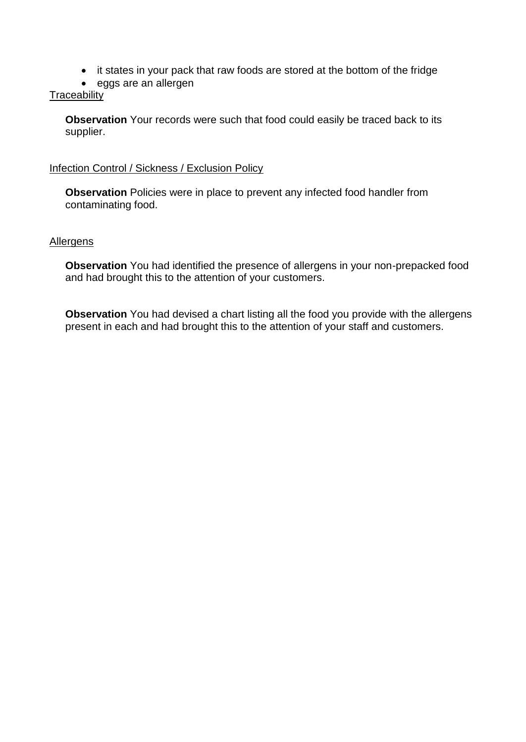- it states in your pack that raw foods are stored at the bottom of the fridge
- eggs are an allergen

Traceability

**Observation** Your records were such that food could easily be traced back to its supplier.

Infection Control / Sickness / Exclusion Policy

**Observation** Policies were in place to prevent any infected food handler from contaminating food.

Allergens

**Observation** You had identified the presence of allergens in your non-prepacked food and had brought this to the attention of your customers.

**Observation** You had devised a chart listing all the food you provide with the allergens present in each and had brought this to the attention of your staff and customers.